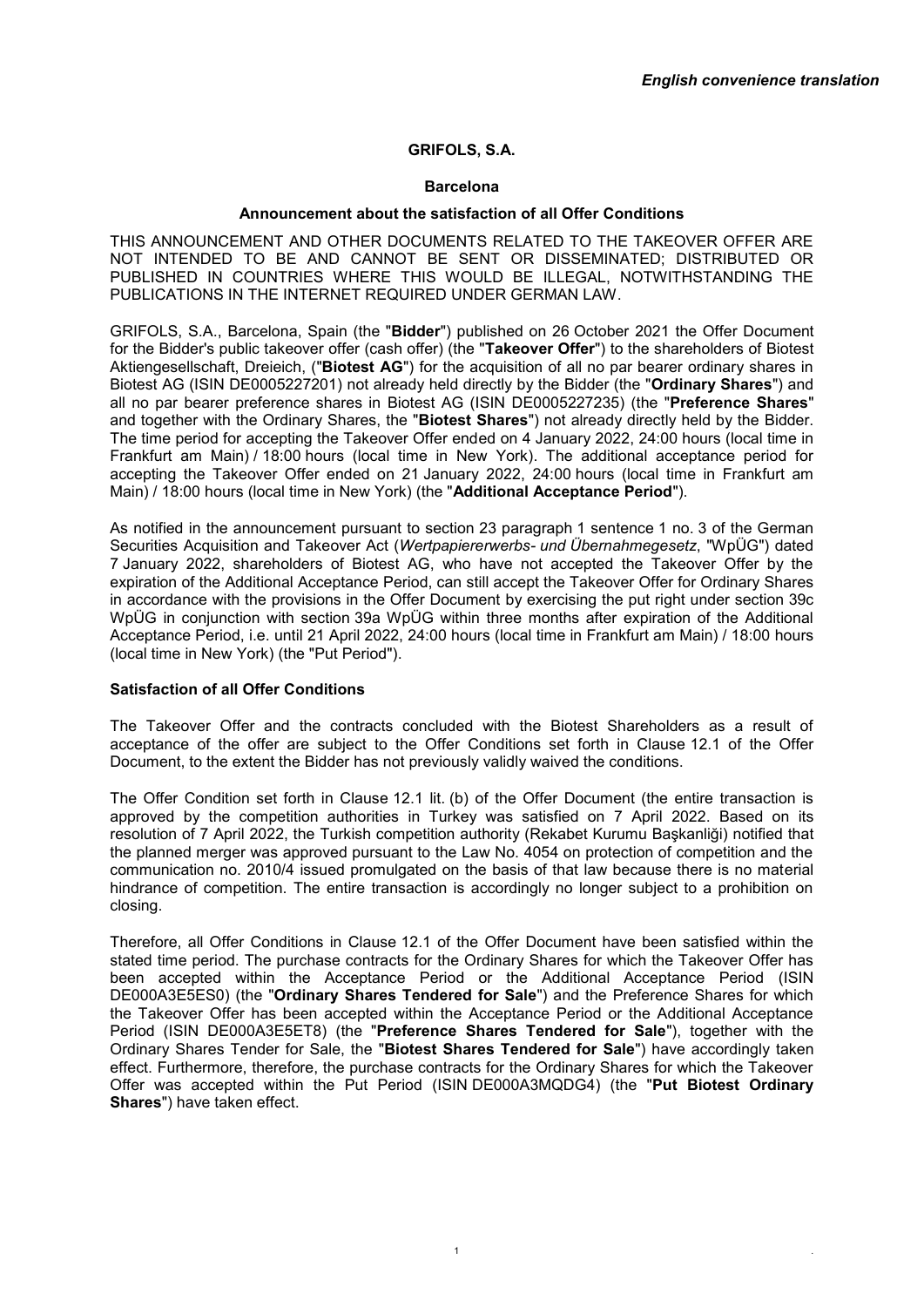*English convenience translation*

**GRIFOLS, S.A.**

**Barcelona**

**Announcement about the satisfaction of all Offer Conditions**

THIS ANNOUNCEMENT AND OTHER DOCUMENTS RELATED TO THE TAKEOVER OFFER ARE NOT INTENDED TO BE AND CANNOT BE SENT OR DISSEMINATED; DISTRIBUTED OR PUBLISHED IN COUNTRIES WHERE THIS WOULD BE ILLEGAL, NOTWITHSTANDING THE PUBLICATIONS IN THE INTERNET REQUIRED UNDER GERMAN LAW.

GRIFOLS, S.A., Barcelona, Spain (the "**Bidder**") published on 26 October 2021 the Offer Document for the Bidder's public takeover offer (cash offer) (the "**Takeover Offer**") to the shareholders of Biotest Aktiengesellschaft, Dreieich, ("**Biotest AG**") for the acquisition of all no par bearer ordinary shares in Biotest AG (ISIN DE0005227201) not already held directly by the Bidder (the "**Ordinary Shares**") and all no par bearer preference shares in Biotest AG (ISIN DE0005227235) (the "**Preference Shares**" and together with the Ordinary Shares, the "**Biotest Shares**") not already directly held by the Bidder. The time period for accepting the Takeover Offer ended on 4 January 2022, 24:00 hours (local time in Frankfurt am Main) / 18:00 hours (local time in New York). The additional acceptance period for accepting the Takeover Offer ended on 21 January 2022, 24:00 hours (local time in Frankfurt am Main) / 18:00 hours (local time in New York) (the "**Additional Acceptance Period**").

As notified in the announcement pursuant to section 23 paragraph 1 sentence 1 no. 3 of the German Securities Acquisition and Takeover Act (*Wertpapiererwerbs- und Übernahmegesetz*, "WpÜG") dated 7 January 2022, shareholders of Biotest AG, who have not accepted the Takeover Offer by the expiration of the Additional Acceptance Period, can still accept the Takeover Offer for Ordinary Shares in accordance with the provisions in the Offer Document by exercising the put right under section 39c WpÜG in conjunction with section 39a WpÜG within three months after expiration of the Additional Acceptance Period, i.e. until 21 April 2022, 24:00 hours (local time in Frankfurt am Main) / 18:00 hours (local time in New York) (the "Put Period").

**Satisfaction of all Offer Conditions**

The Takeover Offer and the contracts concluded with the Biotest Shareholders as a result of acceptance of the offer are subject to the Offer Conditions set forth in Clause 12.1 of the Offer Document, to the extent the Bidder has not previously validly waived the conditions.

The Offer Condition set forth in Clause 12.1 lit. (b) of the Offer Document (the entire transaction is approved by the competition authorities in Turkey was satisfied on 7 April 2022. Based on its resolution of 7 April 2022, the Turkish competition authority (Rekabet Kurumu Başkanliği) notified that the planned merger was approved pursuant to the Law No. 4054 on protection of competition and the communication no. 2010/4 issued promulgated on the basis of that law because there is no material hindrance of competition. The entire transaction is accordingly no longer subject to a prohibition on closing.

Therefore, all Offer Conditions in Clause 12.1 of the Offer Document have been satisfied within the stated time period. The purchase contracts for the Ordinary Shares for which the Takeover Offer has been accepted within the Acceptance Period or the Additional Acceptance Period (ISIN DE000A3E5ES0) (the "**Ordinary Shares Tendered for Sale**") and the Preference Shares for which the Takeover Offer has been accepted within the Acceptance Period or the Additional Acceptance Period (ISIN DE000A3E5ET8) (the "**Preference Shares Tendered for Sale**"), together with the Ordinary Shares Tender for Sale, the "**Biotest Shares Tendered for Sale**") have accordingly taken effect. Furthermore, therefore, the purchase contracts for the Ordinary Shares for which the Takeover Offer was accepted within the Put Period (ISIN DE000A3MQDG4) (the "**Put Biotest Ordinary Shares**") have taken effect.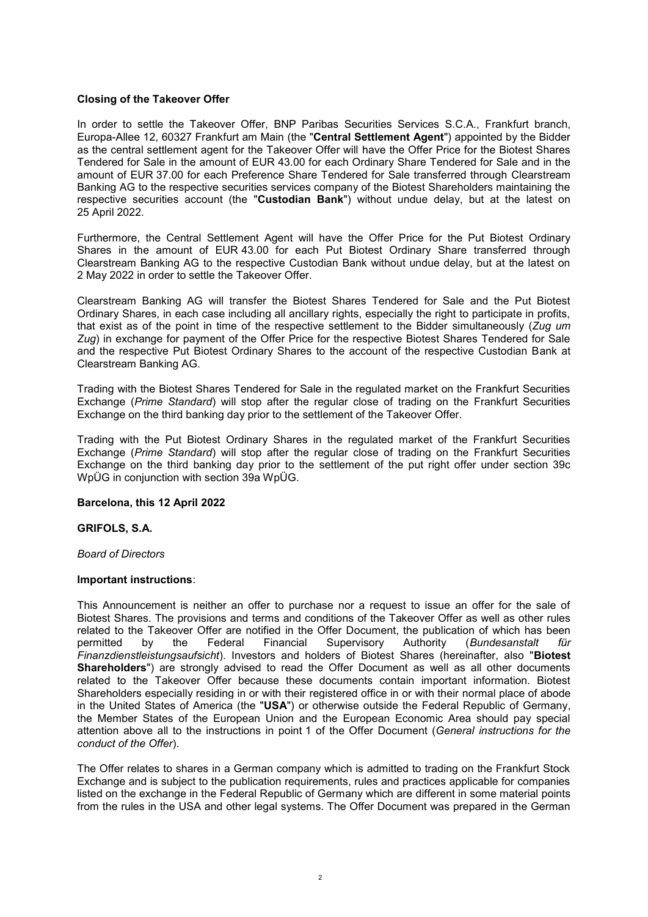**Closing of the Takeover Offer**

In order to settle the Takeover Offer, BNP Paribas Securities Services S.C.A., Frankfurt branch, Europa-Allee 12, 60327 Frankfurt am Main (the "**Central Settlement Agent**") appointed by the Bidder as the central settlement agent for the Takeover Offer will have the Offer Price for the Biotest Shares Tendered for Sale in the amount of EUR 43.00 for each Ordinary Share Tendered for Sale and in the amount of EUR 37.00 for each Preference Share Tendered for Sale transferred through Clearstream Banking AG to the respective securities services company of the Biotest Shareholders maintaining the respective securities account (the "**Custodian Bank**") without undue delay, but at the latest on 25 April 2022.

Furthermore, the Central Settlement Agent will have the Offer Price for the Put Biotest Ordinary Shares in the amount of EUR 43.00 for each Put Biotest Ordinary Share transferred through Clearstream Banking AG to the respective Custodian Bank without undue delay, but at the latest on 2 May 2022 in order to settle the Takeover Offer.

Clearstream Banking AG will transfer the Biotest Shares Tendered for Sale and the Put Biotest Ordinary Shares, in each case including all ancillary rights, especially the right to participate in profits, that exist as of the point in time of the respective settlement to the Bidder simultaneously (*Zug um Zug*) in exchange for payment of the Offer Price for the respective Biotest Shares Tendered for Sale and the respective Put Biotest Ordinary Shares to the account of the respective Custodian Bank at Clearstream Banking AG.

Trading with the Biotest Shares Tendered for Sale in the regulated market on the Frankfurt Securities Exchange (*Prime Standard*) will stop after the regular close of trading on the Frankfurt Securities Exchange on the third banking day prior to the settlement of the Takeover Offer.

Trading with the Put Biotest Ordinary Shares in the regulated market of the Frankfurt Securities Exchange (*Prime Standard*) will stop after the regular close of trading on the Frankfurt Securities Exchange on the third banking day prior to the settlement of the put right offer under section 39c WpÜG in conjunction with section 39a WpÜG.

**Barcelona, this 12 April 2022**

**GRIFOLS, S.A.**

*Board of Directors*

**Important instructions**:

This Announcement is neither an offer to purchase nor a request to issue an offer for the sale of Biotest Shares. The provisions and terms and conditions of the Takeover Offer as well as other rules related to the Takeover Offer are notified in the Offer Document, the publication of which has been permitted by the Federal Financial Supervisory Authority (*Bundesanstalt für Finanzdienstleistungsaufsicht*). Investors and holders of Biotest Shares (hereinafter, also "**Biotest Shareholders**") are strongly advised to read the Offer Document as well as all other documents related to the Takeover Offer because these documents contain important information. Biotest Shareholders especially residing in or with their registered office in or with their normal place of abode in the United States of America (the "**USA**") or otherwise outside the Federal Republic of Germany, the Member States of the European Union and the European Economic Area should pay special attention above all to the instructions in point 1 of the Offer Document (*General instructions for the conduct of the Offer*).

The Offer relates to shares in a German company which is admitted to trading on the Frankfurt Stock Exchange and is subject to the publication requirements, rules and practices applicable for companies listed on the exchange in the Federal Republic of Germany which are different in some material points from the rules in the USA and other legal systems. The Offer Document was prepared in the German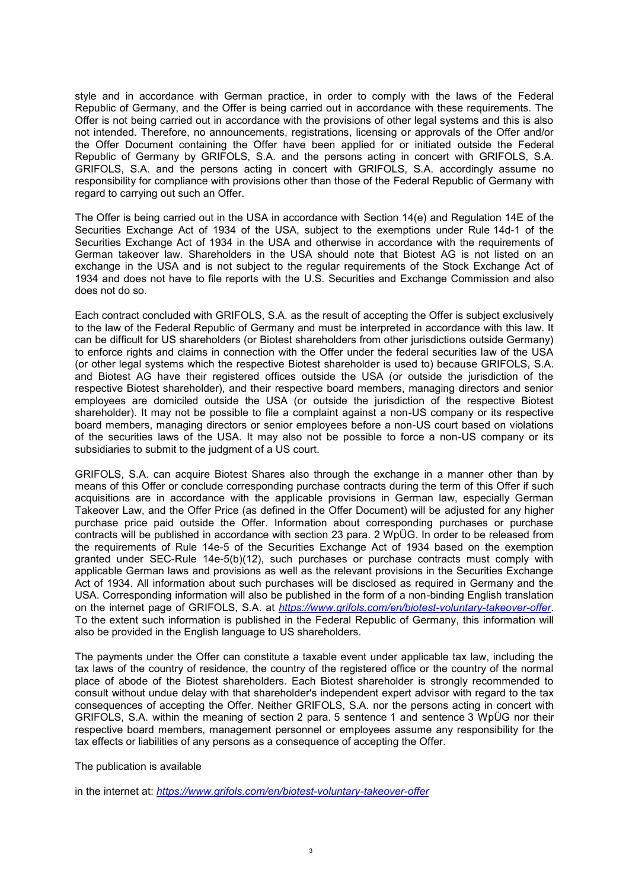style and in accordance with German practice, in order to comply with the laws of the Federal Republic of Germany, and the Offer is being carried out in accordance with these requirements. The Offer is not being carried out in accordance with the provisions of other legal systems and this is also not intended. Therefore, no announcements, registrations, licensing or approvals of the Offer and/or the Offer Document containing the Offer have been applied for or initiated outside the Federal Republic of Germany by GRIFOLS, S.A. and the persons acting in concert with GRIFOLS, S.A. GRIFOLS, S.A. and the persons acting in concert with GRIFOLS, S.A. accordingly assume no responsibility for compliance with provisions other than those of the Federal Republic of Germany with regard to carrying out such an Offer.

The Offer is being carried out in the USA in accordance with Section 14(e) and Regulation 14E of the Securities Exchange Act of 1934 of the USA, subject to the exemptions under Rule 14d-1 of the Securities Exchange Act of 1934 in the USA and otherwise in accordance with the requirements of German takeover law. Shareholders in the USA should note that Biotest AG is not listed on an exchange in the USA and is not subject to the regular requirements of the Stock Exchange Act of 1934 and does not have to file reports with the U.S. Securities and Exchange Commission and also does not do so.

Each contract concluded with GRIFOLS, S.A. as the result of accepting the Offer is subject exclusively to the law of the Federal Republic of Germany and must be interpreted in accordance with this law. It can be difficult for US shareholders (or Biotest shareholders from other jurisdictions outside Germany) to enforce rights and claims in connection with the Offer under the federal securities law of the USA (or other legal systems which the respective Biotest shareholder is used to) because GRIFOLS, S.A. and Biotest AG have their registered offices outside the USA (or outside the jurisdiction of the respective Biotest shareholder), and their respective board members, managing directors and senior employees are domiciled outside the USA (or outside the jurisdiction of the respective Biotest shareholder). It may not be possible to file a complaint against a non-US company or its respective board members, managing directors or senior employees before a non-US court based on violations of the securities laws of the USA. It may also not be possible to force a non-US company or its subsidiaries to submit to the judgment of a US court.

GRIFOLS, S.A. can acquire Biotest Shares also through the exchange in a manner other than by means of this Offer or conclude corresponding purchase contracts during the term of this Offer if such acquisitions are in accordance with the applicable provisions in German law, especially German Takeover Law, and the Offer Price (as defined in the Offer Document) will be adjusted for any higher purchase price paid outside the Offer. Information about corresponding purchases or purchase contracts will be published in accordance with section 23 para. 2 WpÜG. In order to be released from the requirements of Rule 14e-5 of the Securities Exchange Act of 1934 based on the exemption granted under SEC-Rule 14e-5(b)(12), such purchases or purchase contracts must comply with applicable German laws and provisions as well as the relevant provisions in the Securities Exchange Act of 1934. All information about such purchases will be disclosed as required in Germany and the USA. Corresponding information will also be published in the form of a non-binding English translation on the internet page of GRIFOLS, S.A. at *https://www.grifols.com/en/biotest-voluntary-takeover-offer*. To the extent such information is published in the Federal Republic of Germany, this information will also be provided in the English language to US shareholders.

The payments under the Offer can constitute a taxable event under applicable tax law, including the tax laws of the country of residence, the country of the registered office or the country of the normal place of abode of the Biotest shareholders. Each Biotest shareholder is strongly recommended to consult without undue delay with that shareholder's independent expert advisor with regard to the tax consequences of accepting the Offer. Neither GRIFOLS, S.A. nor the persons acting in concert with GRIFOLS, S.A. within the meaning of section 2 para. 5 sentence 1 and sentence 3 WpÜG nor their respective board members, management personnel or employees assume any responsibility for the tax effects or liabilities of any persons as a consequence of accepting the Offer.

The publication is available

in the internet at: *https://www.grifols.com/en/biotest-voluntary-takeover-offer*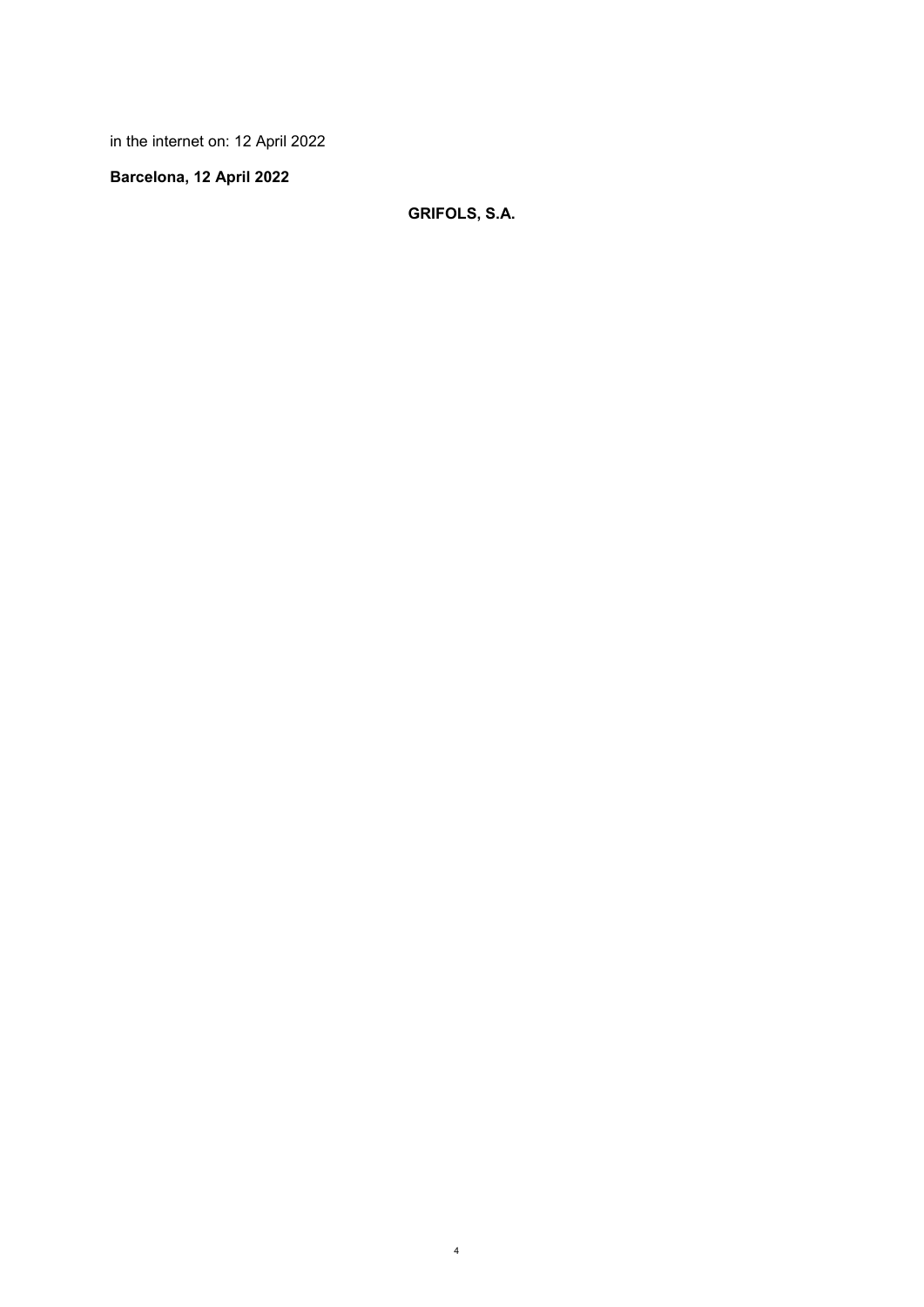in the internet on: 12 April 2022

**Barcelona, 12 April 2022**

**GRIFOLS, S.A.**